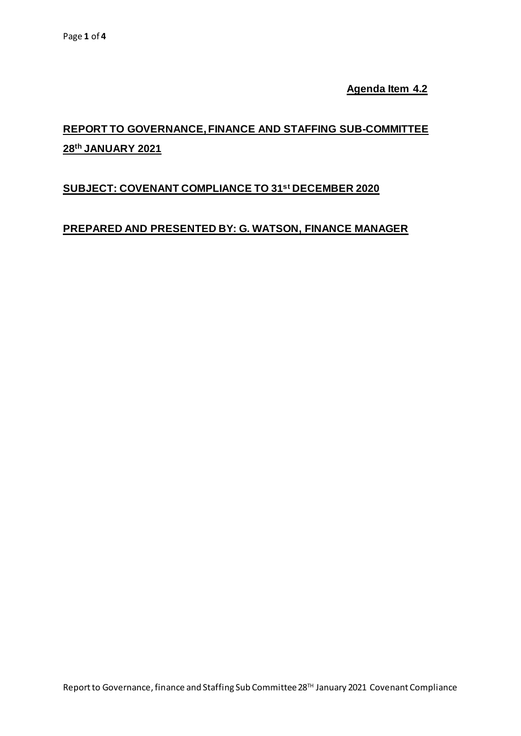**Agenda Item 4.2**

## REPORT TO GOVERNANCE, FINANCE AND STAFFING SUB-COMMITTEE 28th JANUARY 2021

## SUBJECT: COVENANT COMPLIANCE TO 31st DECEMBER 2020

## PREPARED AND PRESENTED BY: G. WATSON, FINANCE MANAGER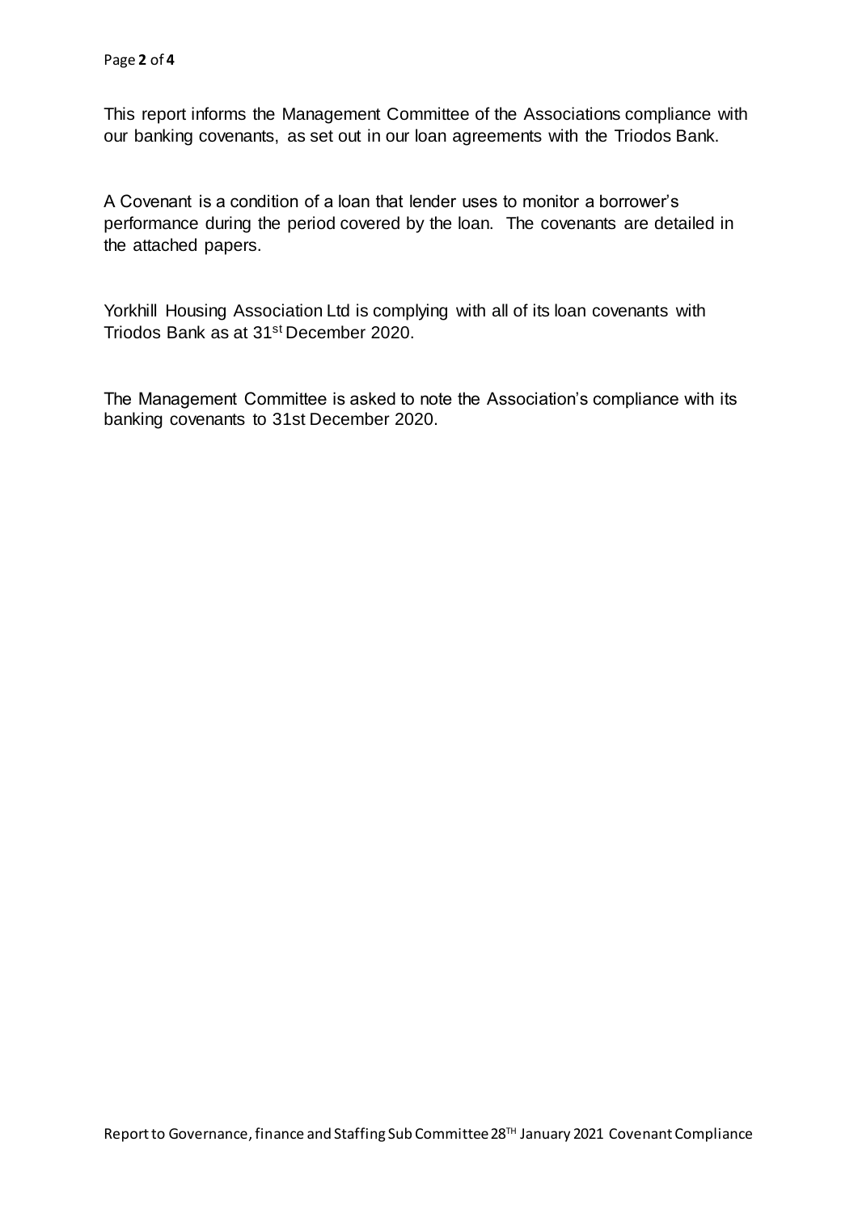This report informs the Management Committee of the Associations compliance with our banking covenants, as set out in our loan agreements with the Triodos Bank.

A Covenant is a condition of a loan that lender uses to monitor a borrower's performance during the period covered by the loan. The covenants are detailed in the attached papers.

Yorkhill Housing Association Ltd is complying with all of its loan covenants with Triodos Bank as at 31st December 2020.

The Management Committee is asked to note the Association's compliance with its banking covenants to 31st December 2020.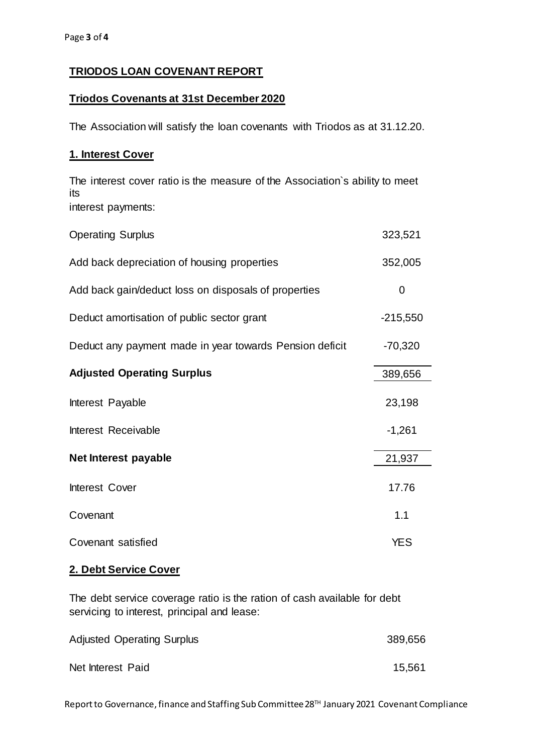## **TRIODOS LOAN COVENANT REPORT**

### **Triodos Covenants at 31st December 2020**

The Association will satisfy the loan covenants with Triodos as at 31.12.20.

### **1. Interest Cover**

The interest cover ratio is the measure of the Association`s ability to meet its interest payments:

| | |
|---|---|
| Operating Surplus | 323,521 |
| Add back depreciation of housing properties | 352,005 |
| Add back gain/deduct loss on disposals of properties | 0 |
| Deduct amortisation of public sector grant | -215,550 |
| Deduct any payment made in year towards Pension deficit | -70,320 |
| **Adjusted Operating Surplus** | 389,656 |
| Interest Payable | 23,198 |
| Interest Receivable | -1,261 |
| **Net Interest payable** | 21,937 |
| Interest Cover | 17.76 |
| Covenant | 1.1 |
| Covenant satisfied | YES |

### **2. Debt Service Cover**

The debt service coverage ratio is the ration of cash available for debt servicing to interest, principal and lease:

| | |
|---|---|
| Adjusted Operating Surplus | 389,656 |
| Net Interest Paid | 15,561 |

Report to Governance, finance and Staffing Sub Committee 28TH January 2021 Covenant Compliance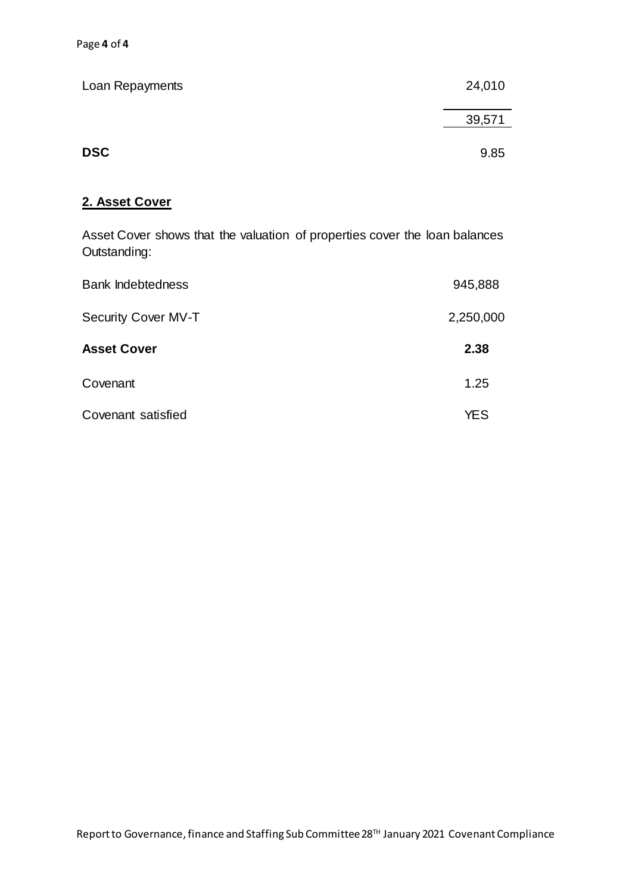| | |
|---|---|
| Loan Repayments | 24,010 |
| | 39,571 |
| **DSC** | 9.85 |

## 2. Asset Cover

Asset Cover shows that the valuation of properties cover the loan balances Outstanding:

| | |
|---|---|
| Bank Indebtedness | 945,888 |
| Security Cover MV-T | 2,250,000 |
| **Asset Cover** | **2.38** |
| Covenant | 1.25 |
| Covenant satisfied | YES |